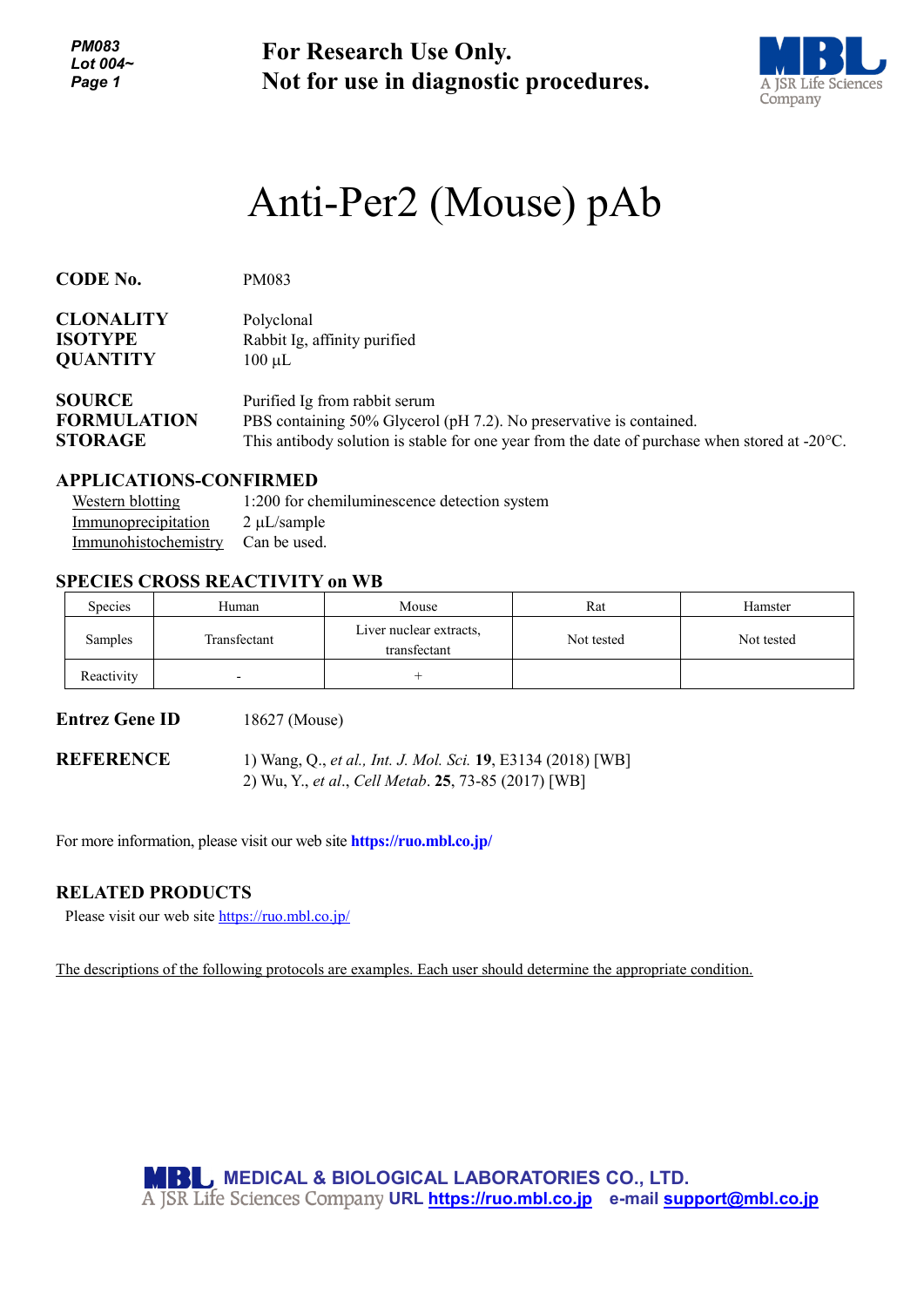**For Research Use Only.**
**Not for use in diagnostic procedures.**

# Anti-Per2 (Mouse) pAb

**CODE No.** PM083

**CLONALITY** Polyclonal
**ISOTYPE** Rabbit Ig, affinity purified
**QUANTITY** 100 µL

**SOURCE** Purified Ig from rabbit serum
**FORMULATION** PBS containing 50% Glycerol (pH 7.2). No preservative is contained.
**STORAGE** This antibody solution is stable for one year from the date of purchase when stored at -20°C.

## APPLICATIONS-CONFIRMED

Western blotting 1:200 for chemiluminescence detection system
Immunoprecipitation 2 µL/sample
Immunohistochemistry Can be used.

## SPECIES CROSS REACTIVITY on WB

| Species | Human | Mouse | Rat | Hamster |
|---|---|---|---|---|
| Samples | Transfectant | Liver nuclear extracts, transfectant | Not tested | Not tested |
| Reactivity | - | + | | |

**Entrez Gene ID** 18627 (Mouse)

**REFERENCE**
1) Wang, Q., *et al., Int. J. Mol. Sci.* **19**, E3134 (2018) [WB]
2) Wu, Y., *et al*., *Cell Metab*. **25**, 73-85 (2017) [WB]

For more information, please visit our web site **https://ruo.mbl.co.jp/**

## RELATED PRODUCTS

Please visit our web site https://ruo.mbl.co.jp/

The descriptions of the following protocols are examples. Each user should determine the appropriate condition.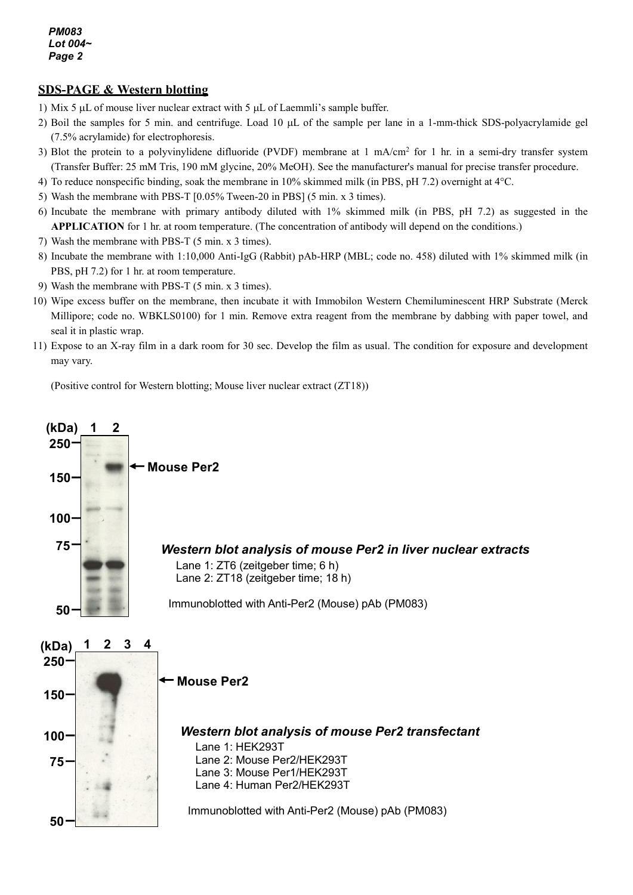## SDS-PAGE & Western blotting

1) Mix 5 μL of mouse liver nuclear extract with 5 μL of Laemmli's sample buffer.
2) Boil the samples for 5 min. and centrifuge. Load 10 μL of the sample per lane in a 1-mm-thick SDS-polyacrylamide gel (7.5% acrylamide) for electrophoresis.
3) Blot the protein to a polyvinylidene difluoride (PVDF) membrane at 1 mA/cm$^2$ for 1 hr. in a semi-dry transfer system (Transfer Buffer: 25 mM Tris, 190 mM glycine, 20% MeOH). See the manufacturer's manual for precise transfer procedure.
4) To reduce nonspecific binding, soak the membrane in 10% skimmed milk (in PBS, pH 7.2) overnight at 4°C.
5) Wash the membrane with PBS-T [0.05% Tween-20 in PBS] (5 min. x 3 times).
6) Incubate the membrane with primary antibody diluted with 1% skimmed milk (in PBS, pH 7.2) as suggested in the **APPLICATION** for 1 hr. at room temperature. (The concentration of antibody will depend on the conditions.)
7) Wash the membrane with PBS-T (5 min. x 3 times).
8) Incubate the membrane with 1:10,000 Anti-IgG (Rabbit) pAb-HRP (MBL; code no. 458) diluted with 1% skimmed milk (in PBS, pH 7.2) for 1 hr. at room temperature.
9) Wash the membrane with PBS-T (5 min. x 3 times).
10) Wipe excess buffer on the membrane, then incubate it with Immobilon Western Chemiluminescent HRP Substrate (Merck Millipore; code no. WBKLS0100) for 1 min. Remove extra reagent from the membrane by dabbing with paper towel, and seal it in plastic wrap.
11) Expose to an X-ray film in a dark room for 30 sec. Develop the film as usual. The condition for exposure and development may vary.

(Positive control for Western blotting; Mouse liver nuclear extract (ZT18))

(kDa) 1 2 — 250, 150, 100, 75, 50 — ← Mouse Per2

*Western blot analysis of mouse Per2 in liver nuclear extracts*

Lane 1: ZT6 (zeitgeber time; 6 h)
Lane 2: ZT18 (zeitgeber time; 18 h)

Immunoblotted with Anti-Per2 (Mouse) pAb (PM083)

(kDa) 1 2 3 4 — 250, 150, 100, 75, 50 — ← Mouse Per2

*Western blot analysis of mouse Per2 transfectant*

Lane 1: HEK293T
Lane 2: Mouse Per2/HEK293T
Lane 3: Mouse Per1/HEK293T
Lane 4: Human Per2/HEK293T

Immunoblotted with Anti-Per2 (Mouse) pAb (PM083)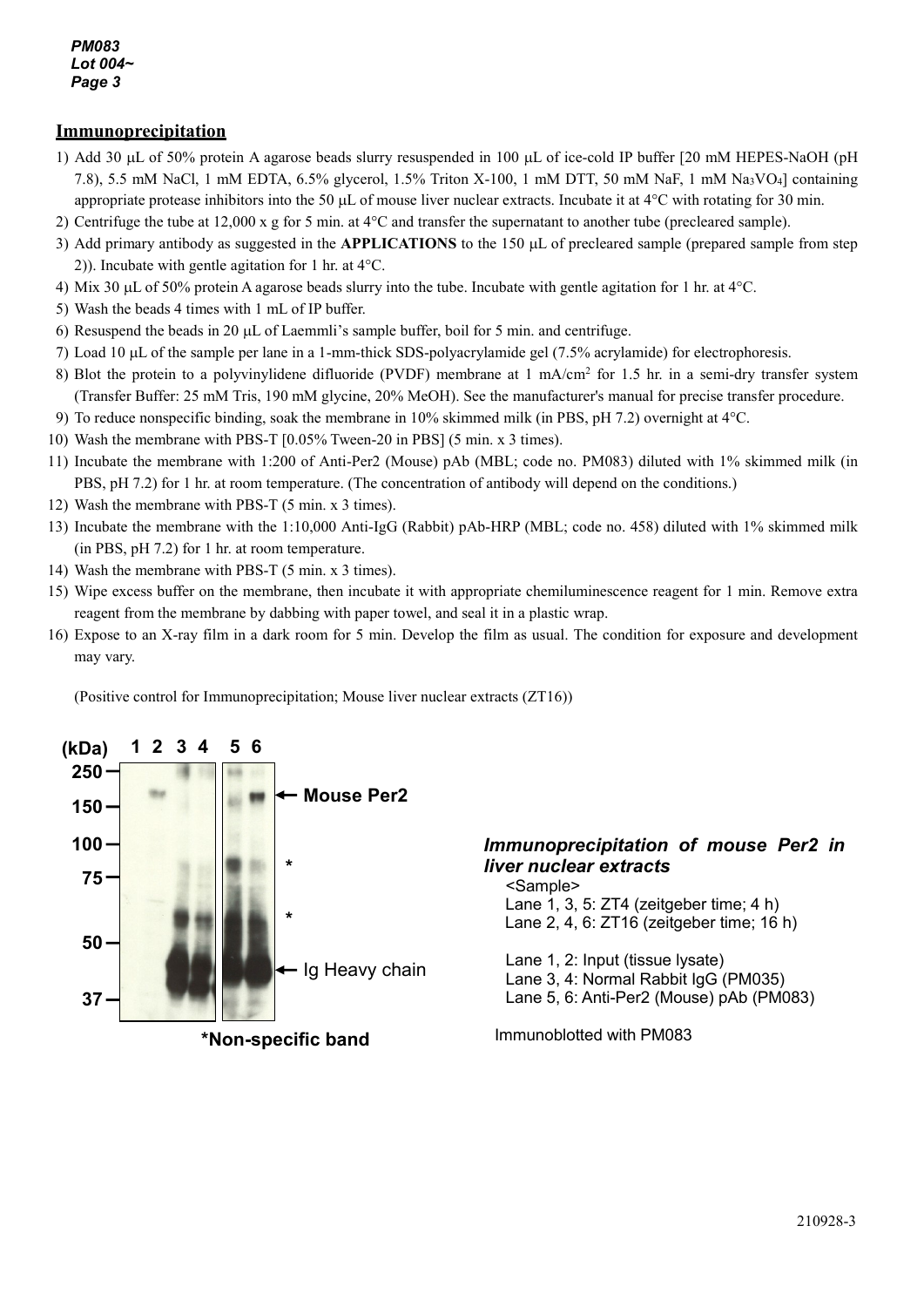## Immunoprecipitation

1) Add 30 μL of 50% protein A agarose beads slurry resuspended in 100 μL of ice-cold IP buffer [20 mM HEPES-NaOH (pH 7.8), 5.5 mM NaCl, 1 mM EDTA, 6.5% glycerol, 1.5% Triton X-100, 1 mM DTT, 50 mM NaF, 1 mM $Na_3VO_4$] containing appropriate protease inhibitors into the 50 μL of mouse liver nuclear extracts. Incubate it at 4°C with rotating for 30 min.
2) Centrifuge the tube at 12,000 x g for 5 min. at 4°C and transfer the supernatant to another tube (precleared sample).
3) Add primary antibody as suggested in the **APPLICATIONS** to the 150 μL of precleared sample (prepared sample from step 2)). Incubate with gentle agitation for 1 hr. at 4°C.
4) Mix 30 μL of 50% protein A agarose beads slurry into the tube. Incubate with gentle agitation for 1 hr. at 4°C.
5) Wash the beads 4 times with 1 mL of IP buffer.
6) Resuspend the beads in 20 μL of Laemmli's sample buffer, boil for 5 min. and centrifuge.
7) Load 10 μL of the sample per lane in a 1-mm-thick SDS-polyacrylamide gel (7.5% acrylamide) for electrophoresis.
8) Blot the protein to a polyvinylidene difluoride (PVDF) membrane at 1 mA/$cm^2$ for 1.5 hr. in a semi-dry transfer system (Transfer Buffer: 25 mM Tris, 190 mM glycine, 20% MeOH). See the manufacturer's manual for precise transfer procedure.
9) To reduce nonspecific binding, soak the membrane in 10% skimmed milk (in PBS, pH 7.2) overnight at 4°C.
10) Wash the membrane with PBS-T [0.05% Tween-20 in PBS] (5 min. x 3 times).
11) Incubate the membrane with 1:200 of Anti-Per2 (Mouse) pAb (MBL; code no. PM083) diluted with 1% skimmed milk (in PBS, pH 7.2) for 1 hr. at room temperature. (The concentration of antibody will depend on the conditions.)
12) Wash the membrane with PBS-T (5 min. x 3 times).
13) Incubate the membrane with the 1:10,000 Anti-IgG (Rabbit) pAb-HRP (MBL; code no. 458) diluted with 1% skimmed milk (in PBS, pH 7.2) for 1 hr. at room temperature.
14) Wash the membrane with PBS-T (5 min. x 3 times).
15) Wipe excess buffer on the membrane, then incubate it with appropriate chemiluminescence reagent for 1 min. Remove extra reagent from the membrane by dabbing with paper towel, and seal it in a plastic wrap.
16) Expose to an X-ray film in a dark room for 5 min. Develop the film as usual. The condition for exposure and development may vary.

(Positive control for Immunoprecipitation; Mouse liver nuclear extracts (ZT16))

(kDa) 1 2 3 4 5 6
250
150
100
75
50
37

← Mouse Per2
*
*
← Ig Heavy chain

*Non-specific band

*Immunoprecipitation of mouse Per2 in liver nuclear extracts*

<Sample>
Lane 1, 3, 5: ZT4 (zeitgeber time; 4 h)
Lane 2, 4, 6: ZT16 (zeitgeber time; 16 h)

Lane 1, 2: Input (tissue lysate)
Lane 3, 4: Normal Rabbit IgG (PM035)
Lane 5, 6: Anti-Per2 (Mouse) pAb (PM083)

Immunoblotted with PM083